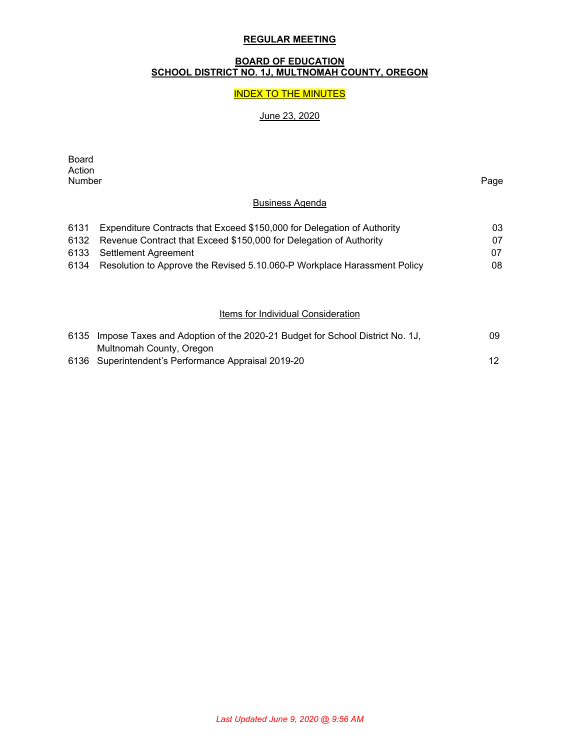**REGULAR MEETING**

**BOARD OF EDUCATION**
**SCHOOL DISTRICT NO. 1J, MULTNOMAH COUNTY, OREGON**

INDEX TO THE MINUTES

June 23, 2020

| Board Action Number | | Page |
|---|---|---|
| | **Business Agenda** | |
| 6131 | Expenditure Contracts that Exceed $150,000 for Delegation of Authority | 03 |
| 6132 | Revenue Contract that Exceed $150,000 for Delegation of Authority | 07 |
| 6133 | Settlement Agreement | 07 |
| 6134 | Resolution to Approve the Revised 5.10.060-P Workplace Harassment Policy | 08 |
| | **Items for Individual Consideration** | |
| 6135 | Impose Taxes and Adoption of the 2020-21 Budget for School District No. 1J, Multnomah County, Oregon | 09 |
| 6136 | Superintendent's Performance Appraisal 2019-20 | 12 |

*Last Updated June 9, 2020 @ 9:56 AM*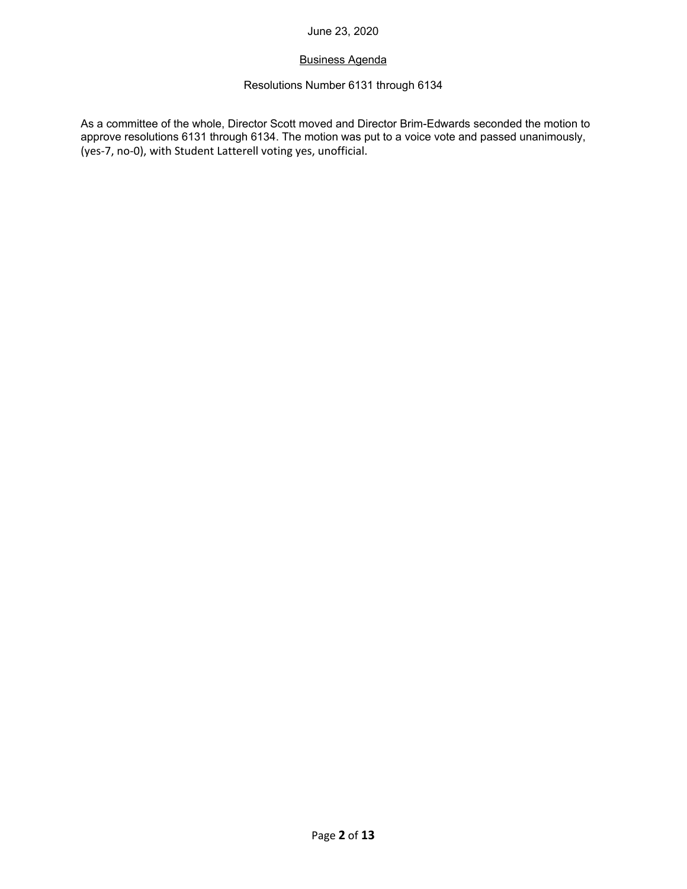June 23, 2020

## Business Agenda

Resolutions Number 6131 through 6134

As a committee of the whole, Director Scott moved and Director Brim-Edwards seconded the motion to approve resolutions 6131 through 6134. The motion was put to a voice vote and passed unanimously, (yes-7, no-0), with Student Latterell voting yes, unofficial.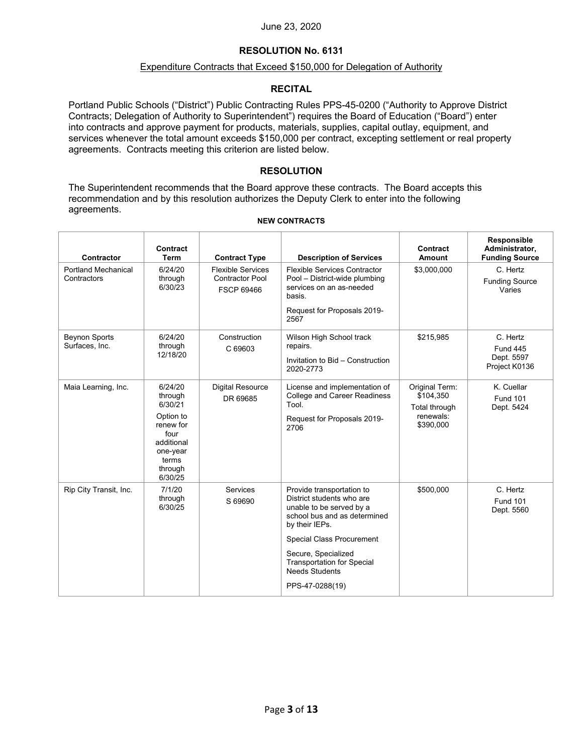June 23, 2020

## RESOLUTION No. 6131

Expenditure Contracts that Exceed $150,000 for Delegation of Authority

### RECITAL

Portland Public Schools ("District") Public Contracting Rules PPS-45-0200 ("Authority to Approve District Contracts; Delegation of Authority to Superintendent") requires the Board of Education ("Board") enter into contracts and approve payment for products, materials, supplies, capital outlay, equipment, and services whenever the total amount exceeds $150,000 per contract, excepting settlement or real property agreements. Contracts meeting this criterion are listed below.

### RESOLUTION

The Superintendent recommends that the Board approve these contracts. The Board accepts this recommendation and by this resolution authorizes the Deputy Clerk to enter into the following agreements.

**NEW CONTRACTS**

| Contractor | Contract Term | Contract Type | Description of Services | Contract Amount | Responsible Administrator, Funding Source |
|---|---|---|---|---|---|
| Portland Mechanical Contractors | 6/24/20 through 6/30/23 | Flexible Services Contractor Pool FSCP 69466 | Flexible Services Contractor Pool – District-wide plumbing services on an as-needed basis.<br><br>Request for Proposals 2019-2567 | $3,000,000 | C. Hertz<br>Funding Source Varies |
| Beynon Sports Surfaces, Inc. | 6/24/20 through 12/18/20 | Construction C 69603 | Wilson High School track repairs.<br><br>Invitation to Bid – Construction 2020-2773 | $215,985 | C. Hertz<br>Fund 445<br>Dept. 5597<br>Project K0136 |
| Maia Learning, Inc. | 6/24/20 through 6/30/21<br><br>Option to renew for four additional one-year terms through 6/30/25 | Digital Resource DR 69685 | License and implementation of College and Career Readiness Tool.<br><br>Request for Proposals 2019-2706 | Original Term: $104,350<br><br>Total through renewals: $390,000 | K. Cuellar<br>Fund 101<br>Dept. 5424 |
| Rip City Transit, Inc. | 7/1/20 through 6/30/25 | Services S 69690 | Provide transportation to District students who are unable to be served by a school bus and as determined by their IEPs.<br><br>Special Class Procurement<br><br>Secure, Specialized Transportation for Special Needs Students<br><br>PPS-47-0288(19) | $500,000 | C. Hertz<br>Fund 101<br>Dept. 5560 |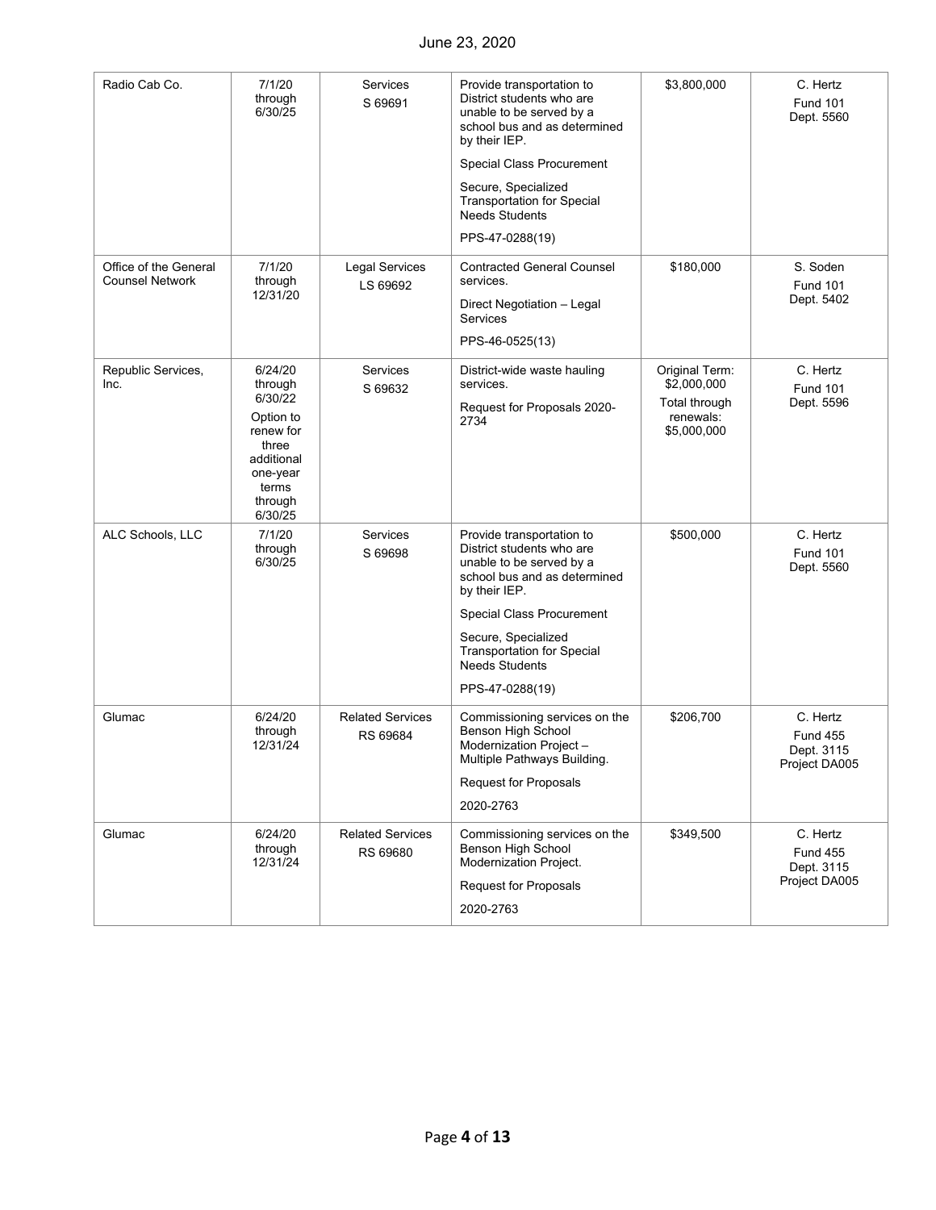| Radio Cab Co. | 7/1/20 through 6/30/25 | Services S 69691 | Provide transportation to District students who are unable to be served by a school bus and as determined by their IEP.<br><br>Special Class Procurement<br><br>Secure, Specialized Transportation for Special Needs Students<br><br>PPS-47-0288(19) | $3,800,000 | C. Hertz<br>Fund 101<br>Dept. 5560 |
|---|---|---|---|---|---|
| Office of the General Counsel Network | 7/1/20 through 12/31/20 | Legal Services LS 69692 | Contracted General Counsel services.<br><br>Direct Negotiation – Legal Services<br><br>PPS-46-0525(13) | $180,000 | S. Soden<br>Fund 101<br>Dept. 5402 |
| Republic Services, Inc. | 6/24/20 through 6/30/22<br>Option to renew for three additional one-year terms through 6/30/25 | Services S 69632 | District-wide waste hauling services.<br><br>Request for Proposals 2020-2734 | Original Term: $2,000,000<br>Total through renewals: $5,000,000 | C. Hertz<br>Fund 101<br>Dept. 5596 |
| ALC Schools, LLC | 7/1/20 through 6/30/25 | Services S 69698 | Provide transportation to District students who are unable to be served by a school bus and as determined by their IEP.<br><br>Special Class Procurement<br><br>Secure, Specialized Transportation for Special Needs Students<br><br>PPS-47-0288(19) | $500,000 | C. Hertz<br>Fund 101<br>Dept. 5560 |
| Glumac | 6/24/20 through 12/31/24 | Related Services RS 69684 | Commissioning services on the Benson High School Modernization Project – Multiple Pathways Building.<br><br>Request for Proposals<br><br>2020-2763 | $206,700 | C. Hertz<br>Fund 455<br>Dept. 3115<br>Project DA005 |
| Glumac | 6/24/20 through 12/31/24 | Related Services RS 69680 | Commissioning services on the Benson High School Modernization Project.<br><br>Request for Proposals<br><br>2020-2763 | $349,500 | C. Hertz<br>Fund 455<br>Dept. 3115<br>Project DA005 |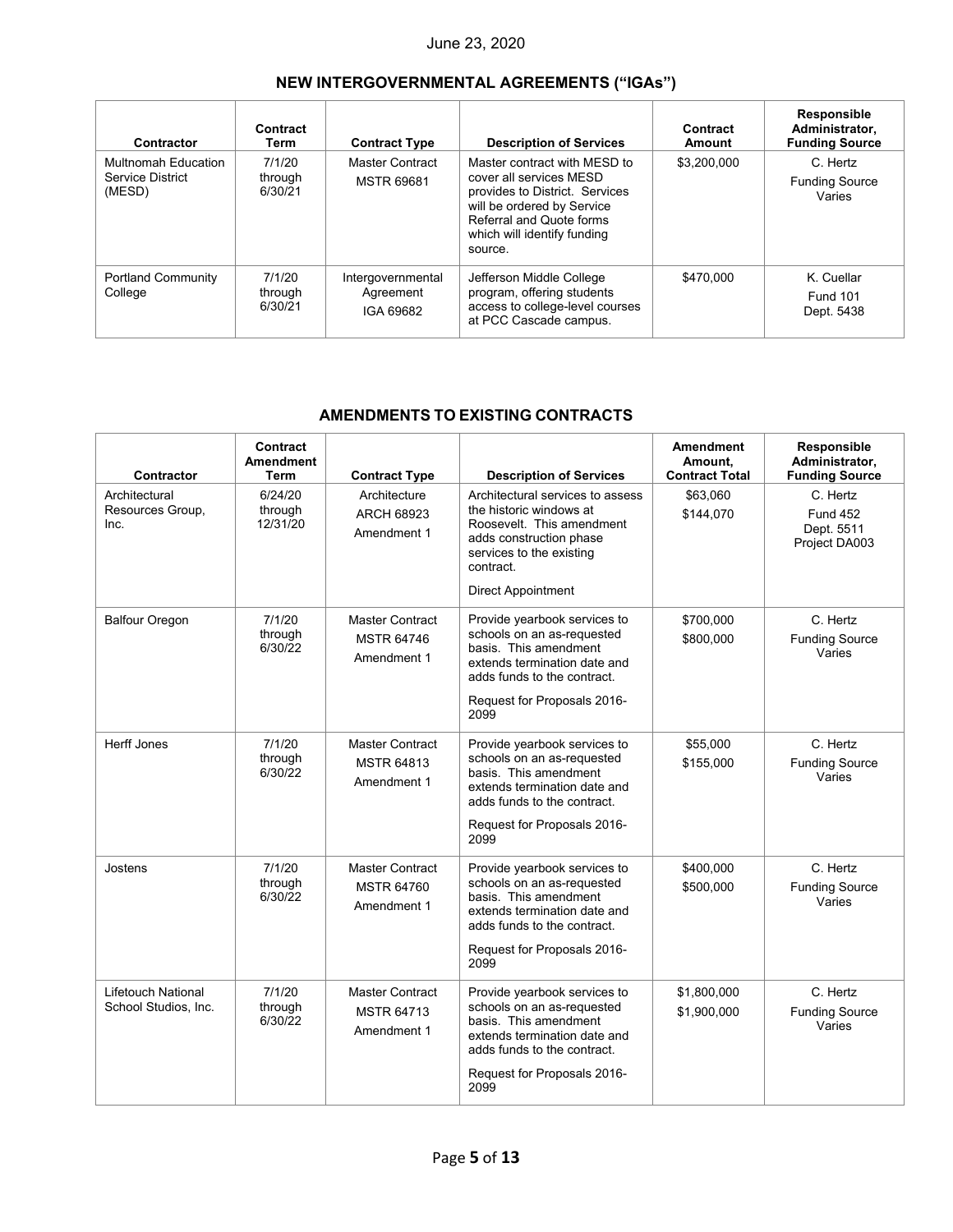June 23, 2020

## NEW INTERGOVERNMENTAL AGREEMENTS ("IGAs")

| Contractor | Contract Term | Contract Type | Description of Services | Contract Amount | Responsible Administrator, Funding Source |
|---|---|---|---|---|---|
| Multnomah Education Service District (MESD) | 7/1/20 through 6/30/21 | Master Contract MSTR 69681 | Master contract with MESD to cover all services MESD provides to District. Services will be ordered by Service Referral and Quote forms which will identify funding source. | $3,200,000 | C. Hertz<br>Funding Source Varies |
| Portland Community College | 7/1/20 through 6/30/21 | Intergovernmental Agreement IGA 69682 | Jefferson Middle College program, offering students access to college-level courses at PCC Cascade campus. | $470,000 | K. Cuellar<br>Fund 101<br>Dept. 5438 |

## AMENDMENTS TO EXISTING CONTRACTS

| Contractor | Contract Amendment Term | Contract Type | Description of Services | Amendment Amount, Contract Total | Responsible Administrator, Funding Source |
|---|---|---|---|---|---|
| Architectural Resources Group, Inc. | 6/24/20 through 12/31/20 | Architecture ARCH 68923 Amendment 1 | Architectural services to assess the historic windows at Roosevelt. This amendment adds construction phase services to the existing contract.<br>Direct Appointment | $63,060<br>$144,070 | C. Hertz<br>Fund 452<br>Dept. 5511<br>Project DA003 |
| Balfour Oregon | 7/1/20 through 6/30/22 | Master Contract MSTR 64746 Amendment 1 | Provide yearbook services to schools on an as-requested basis. This amendment extends termination date and adds funds to the contract.<br>Request for Proposals 2016-2099 | $700,000<br>$800,000 | C. Hertz<br>Funding Source Varies |
| Herff Jones | 7/1/20 through 6/30/22 | Master Contract MSTR 64813 Amendment 1 | Provide yearbook services to schools on an as-requested basis. This amendment extends termination date and adds funds to the contract.<br>Request for Proposals 2016-2099 | $55,000<br>$155,000 | C. Hertz<br>Funding Source Varies |
| Jostens | 7/1/20 through 6/30/22 | Master Contract MSTR 64760 Amendment 1 | Provide yearbook services to schools on an as-requested basis. This amendment extends termination date and adds funds to the contract.<br>Request for Proposals 2016-2099 | $400,000<br>$500,000 | C. Hertz<br>Funding Source Varies |
| Lifetouch National School Studios, Inc. | 7/1/20 through 6/30/22 | Master Contract MSTR 64713 Amendment 1 | Provide yearbook services to schools on an as-requested basis. This amendment extends termination date and adds funds to the contract.<br>Request for Proposals 2016-2099 | $1,800,000<br>$1,900,000 | C. Hertz<br>Funding Source Varies |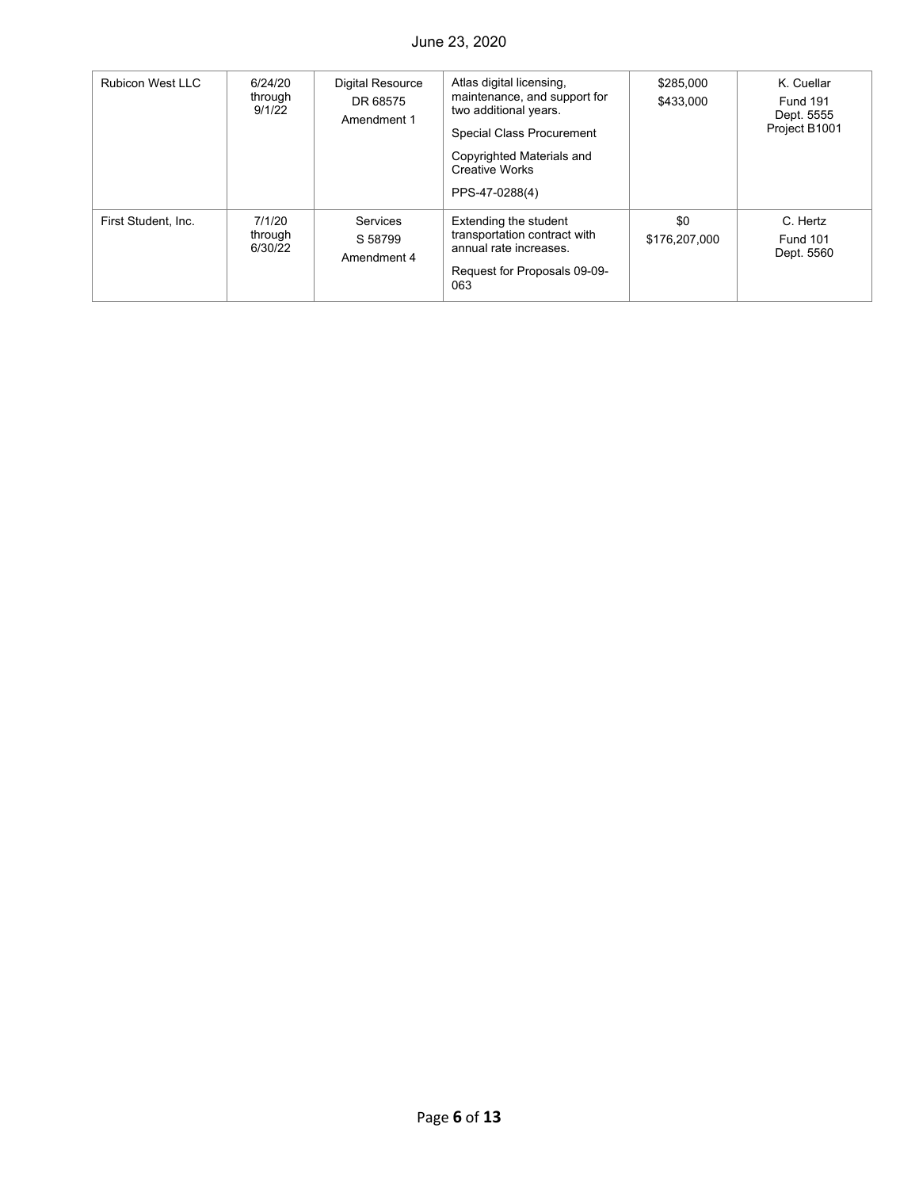| Rubicon West LLC | 6/24/20 through 9/1/22 | Digital Resource DR 68575 Amendment 1 | Atlas digital licensing, maintenance, and support for two additional years. Special Class Procurement Copyrighted Materials and Creative Works PPS-47-0288(4) | $285,000 $433,000 | K. Cuellar Fund 191 Dept. 5555 Project B1001 |
|---|---|---|---|---|---|
| First Student, Inc. | 7/1/20 through 6/30/22 | Services S 58799 Amendment 4 | Extending the student transportation contract with annual rate increases. Request for Proposals 09-09-063 | $0 $176,207,000 | C. Hertz Fund 101 Dept. 5560 |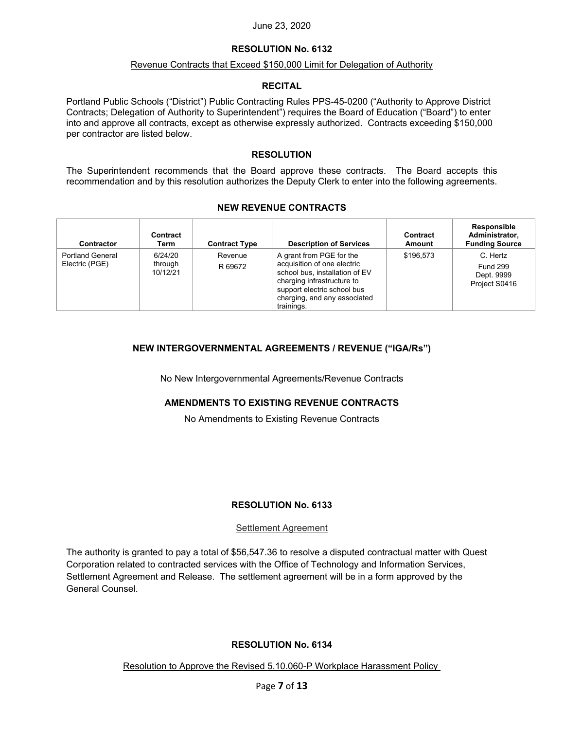June 23, 2020

## RESOLUTION No. 6132

Revenue Contracts that Exceed $150,000 Limit for Delegation of Authority

### RECITAL

Portland Public Schools ("District") Public Contracting Rules PPS-45-0200 ("Authority to Approve District Contracts; Delegation of Authority to Superintendent") requires the Board of Education ("Board") to enter into and approve all contracts, except as otherwise expressly authorized. Contracts exceeding $150,000 per contractor are listed below.

### RESOLUTION

The Superintendent recommends that the Board approve these contracts. The Board accepts this recommendation and by this resolution authorizes the Deputy Clerk to enter into the following agreements.

### NEW REVENUE CONTRACTS

| Contractor | Contract Term | Contract Type | Description of Services | Contract Amount | Responsible Administrator, Funding Source |
|---|---|---|---|---|---|
| Portland General Electric (PGE) | 6/24/20 through 10/12/21 | Revenue R 69672 | A grant from PGE for the acquisition of one electric school bus, installation of EV charging infrastructure to support electric school bus charging, and any associated trainings. | $196,573 | C. Hertz Fund 299 Dept. 9999 Project S0416 |

### NEW INTERGOVERNMENTAL AGREEMENTS / REVENUE ("IGA/Rs")

No New Intergovernmental Agreements/Revenue Contracts

### AMENDMENTS TO EXISTING REVENUE CONTRACTS

No Amendments to Existing Revenue Contracts

## RESOLUTION No. 6133

Settlement Agreement

The authority is granted to pay a total of $56,547.36 to resolve a disputed contractual matter with Quest Corporation related to contracted services with the Office of Technology and Information Services, Settlement Agreement and Release. The settlement agreement will be in a form approved by the General Counsel.

## RESOLUTION No. 6134

Resolution to Approve the Revised 5.10.060-P Workplace Harassment Policy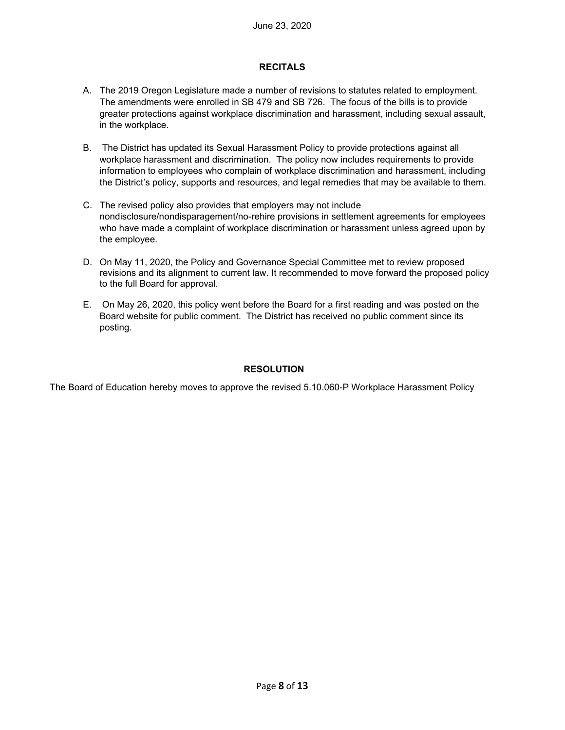June 23, 2020

## RECITALS

A. The 2019 Oregon Legislature made a number of revisions to statutes related to employment. The amendments were enrolled in SB 479 and SB 726. The focus of the bills is to provide greater protections against workplace discrimination and harassment, including sexual assault, in the workplace.

B. The District has updated its Sexual Harassment Policy to provide protections against all workplace harassment and discrimination. The policy now includes requirements to provide information to employees who complain of workplace discrimination and harassment, including the District's policy, supports and resources, and legal remedies that may be available to them.

C. The revised policy also provides that employers may not include nondisclosure/nondisparagement/no-rehire provisions in settlement agreements for employees who have made a complaint of workplace discrimination or harassment unless agreed upon by the employee.

D. On May 11, 2020, the Policy and Governance Special Committee met to review proposed revisions and its alignment to current law. It recommended to move forward the proposed policy to the full Board for approval.

E. On May 26, 2020, this policy went before the Board for a first reading and was posted on the Board website for public comment. The District has received no public comment since its posting.

## RESOLUTION

The Board of Education hereby moves to approve the revised 5.10.060-P Workplace Harassment Policy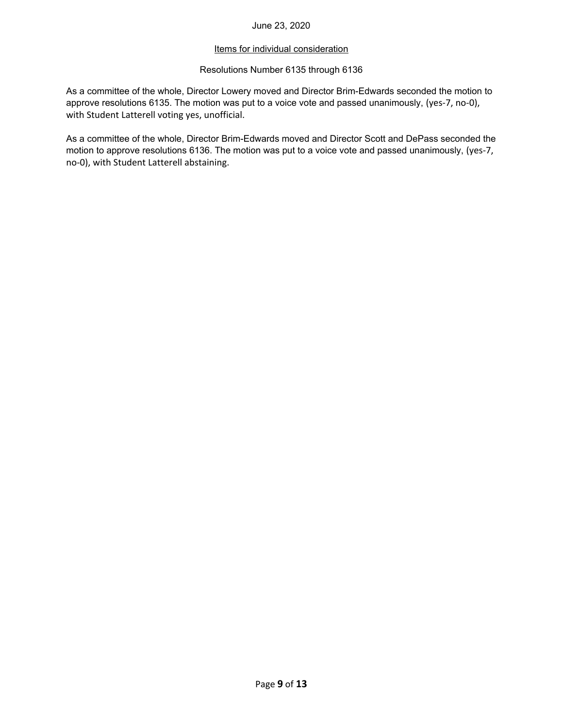June 23, 2020

<u>Items for individual consideration</u>

Resolutions Number 6135 through 6136

As a committee of the whole, Director Lowery moved and Director Brim-Edwards seconded the motion to approve resolutions 6135. The motion was put to a voice vote and passed unanimously, (yes-7, no-0), with Student Latterell voting yes, unofficial.

As a committee of the whole, Director Brim-Edwards moved and Director Scott and DePass seconded the motion to approve resolutions 6136. The motion was put to a voice vote and passed unanimously, (yes-7, no-0), with Student Latterell abstaining.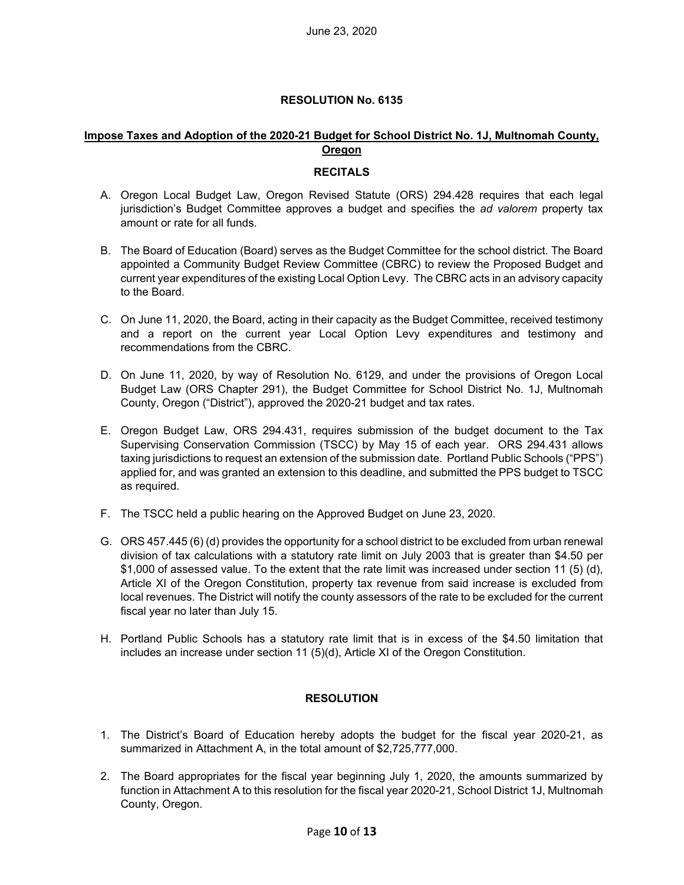June 23, 2020

**RESOLUTION No. 6135**

**Impose Taxes and Adoption of the 2020-21 Budget for School District No. 1J, Multnomah County, Oregon**

**RECITALS**

A. Oregon Local Budget Law, Oregon Revised Statute (ORS) 294.428 requires that each legal jurisdiction's Budget Committee approves a budget and specifies the *ad valorem* property tax amount or rate for all funds.

B. The Board of Education (Board) serves as the Budget Committee for the school district. The Board appointed a Community Budget Review Committee (CBRC) to review the Proposed Budget and current year expenditures of the existing Local Option Levy. The CBRC acts in an advisory capacity to the Board.

C. On June 11, 2020, the Board, acting in their capacity as the Budget Committee, received testimony and a report on the current year Local Option Levy expenditures and testimony and recommendations from the CBRC.

D. On June 11, 2020, by way of Resolution No. 6129, and under the provisions of Oregon Local Budget Law (ORS Chapter 291), the Budget Committee for School District No. 1J, Multnomah County, Oregon ("District"), approved the 2020-21 budget and tax rates.

E. Oregon Budget Law, ORS 294.431, requires submission of the budget document to the Tax Supervising Conservation Commission (TSCC) by May 15 of each year. ORS 294.431 allows taxing jurisdictions to request an extension of the submission date. Portland Public Schools ("PPS") applied for, and was granted an extension to this deadline, and submitted the PPS budget to TSCC as required.

F. The TSCC held a public hearing on the Approved Budget on June 23, 2020.

G. ORS 457.445 (6) (d) provides the opportunity for a school district to be excluded from urban renewal division of tax calculations with a statutory rate limit on July 2003 that is greater than $4.50 per $1,000 of assessed value. To the extent that the rate limit was increased under section 11 (5) (d), Article XI of the Oregon Constitution, property tax revenue from said increase is excluded from local revenues. The District will notify the county assessors of the rate to be excluded for the current fiscal year no later than July 15.

H. Portland Public Schools has a statutory rate limit that is in excess of the $4.50 limitation that includes an increase under section 11 (5)(d), Article XI of the Oregon Constitution.

**RESOLUTION**

1. The District's Board of Education hereby adopts the budget for the fiscal year 2020-21, as summarized in Attachment A, in the total amount of $2,725,777,000.

2. The Board appropriates for the fiscal year beginning July 1, 2020, the amounts summarized by function in Attachment A to this resolution for the fiscal year 2020-21, School District 1J, Multnomah County, Oregon.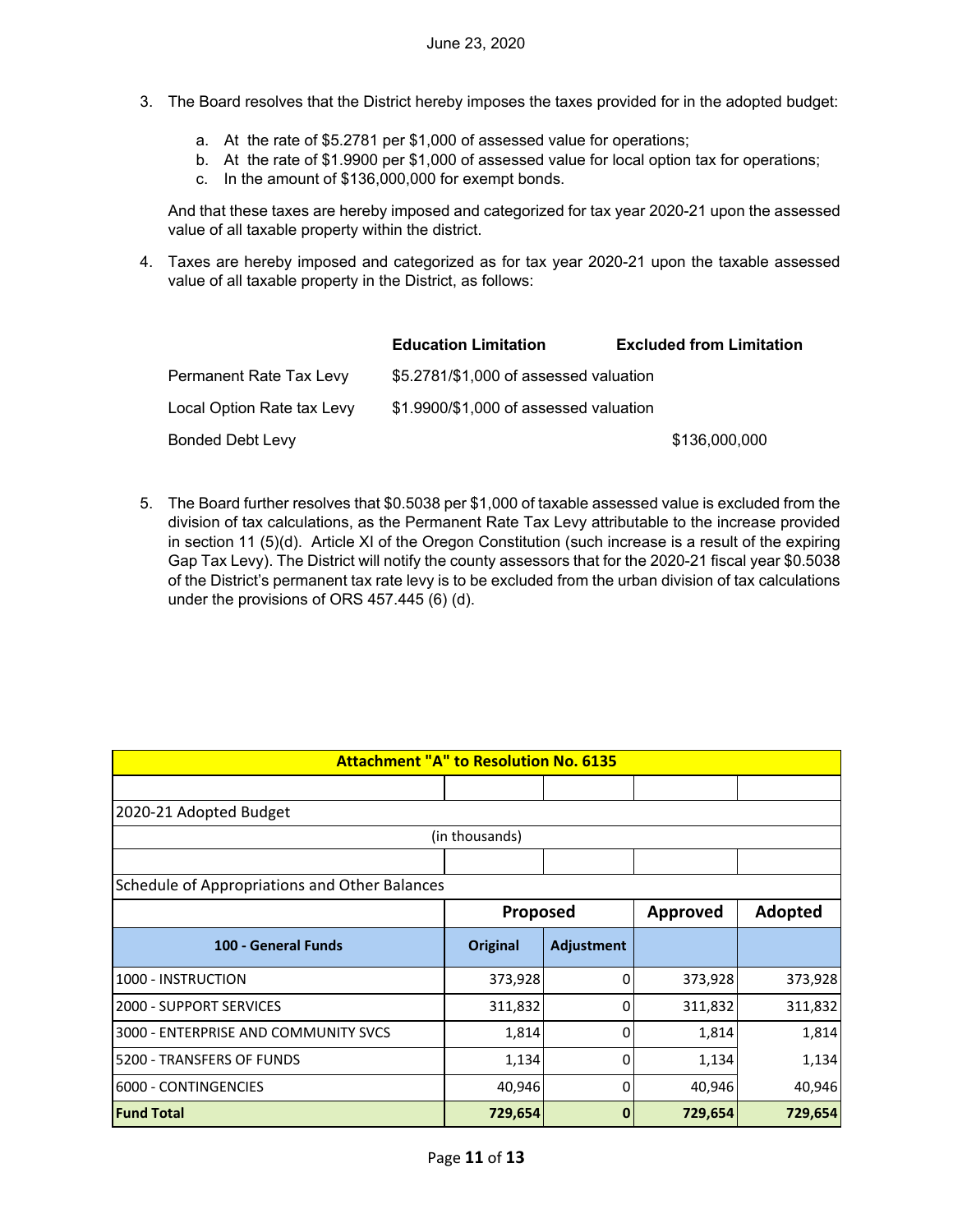3. The Board resolves that the District hereby imposes the taxes provided for in the adopted budget:

   a. At the rate of $5.2781 per $1,000 of assessed value for operations;
   b. At the rate of $1.9900 per $1,000 of assessed value for local option tax for operations;
   c. In the amount of $136,000,000 for exempt bonds.

   And that these taxes are hereby imposed and categorized for tax year 2020-21 upon the assessed value of all taxable property within the district.

4. Taxes are hereby imposed and categorized as for tax year 2020-21 upon the taxable assessed value of all taxable property in the District, as follows:

| | Education Limitation | Excluded from Limitation |
|---|---|---|
| Permanent Rate Tax Levy | $5.2781/$1,000 of assessed valuation | |
| Local Option Rate tax Levy | $1.9900/$1,000 of assessed valuation | |
| Bonded Debt Levy | | $136,000,000 |

5. The Board further resolves that $0.5038 per $1,000 of taxable assessed value is excluded from the division of tax calculations, as the Permanent Rate Tax Levy attributable to the increase provided in section 11 (5)(d). Article XI of the Oregon Constitution (such increase is a result of the expiring Gap Tax Levy). The District will notify the county assessors that for the 2020-21 fiscal year $0.5038 of the District's permanent tax rate levy is to be excluded from the urban division of tax calculations under the provisions of ORS 457.445 (6) (d).

**Attachment "A" to Resolution No. 6135**

2020-21 Adopted Budget

(in thousands)

Schedule of Appropriations and Other Balances

| | Proposed | | Approved | Adopted |
|---|---|---|---|---|
| **100 - General Funds** | **Original** | **Adjustment** | | |
| 1000 - INSTRUCTION | 373,928 | 0 | 373,928 | 373,928 |
| 2000 - SUPPORT SERVICES | 311,832 | 0 | 311,832 | 311,832 |
| 3000 - ENTERPRISE AND COMMUNITY SVCS | 1,814 | 0 | 1,814 | 1,814 |
| 5200 - TRANSFERS OF FUNDS | 1,134 | 0 | 1,134 | 1,134 |
| 6000 - CONTINGENCIES | 40,946 | 0 | 40,946 | 40,946 |
| **Fund Total** | **729,654** | **0** | **729,654** | **729,654** |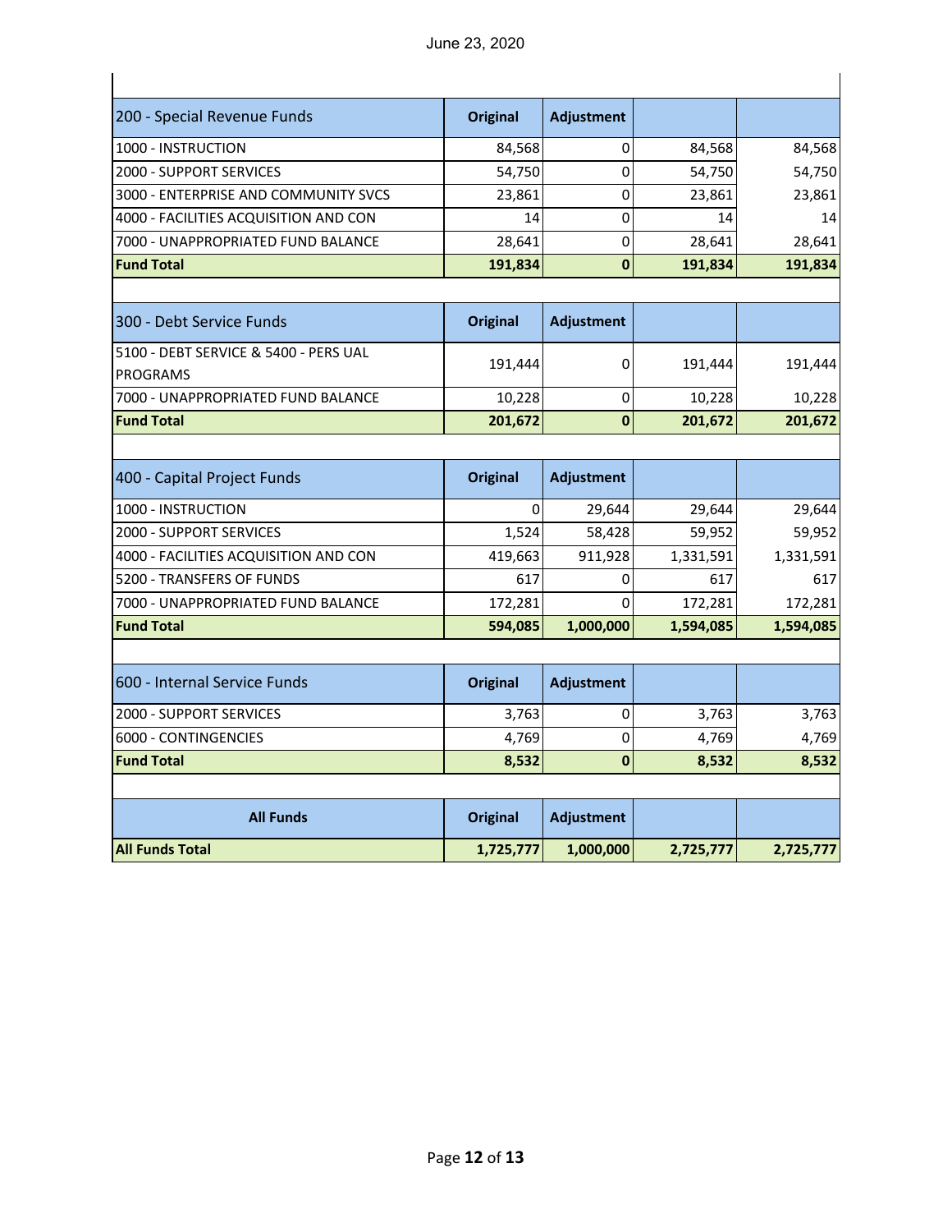| 200 - Special Revenue Funds | Original | Adjustment | | |
|---|---|---|---|---|
| 1000 - INSTRUCTION | 84,568 | 0 | 84,568 | 84,568 |
| 2000 - SUPPORT SERVICES | 54,750 | 0 | 54,750 | 54,750 |
| 3000 - ENTERPRISE AND COMMUNITY SVCS | 23,861 | 0 | 23,861 | 23,861 |
| 4000 - FACILITIES ACQUISITION AND CON | 14 | 0 | 14 | 14 |
| 7000 - UNAPPROPRIATED FUND BALANCE | 28,641 | 0 | 28,641 | 28,641 |
| **Fund Total** | **191,834** | **0** | **191,834** | **191,834** |

| 300 - Debt Service Funds | Original | Adjustment | | |
|---|---|---|---|---|
| 5100 - DEBT SERVICE & 5400 - PERS UAL PROGRAMS | 191,444 | 0 | 191,444 | 191,444 |
| 7000 - UNAPPROPRIATED FUND BALANCE | 10,228 | 0 | 10,228 | 10,228 |
| **Fund Total** | **201,672** | **0** | **201,672** | **201,672** |

| 400 - Capital Project Funds | Original | Adjustment | | |
|---|---|---|---|---|
| 1000 - INSTRUCTION | 0 | 29,644 | 29,644 | 29,644 |
| 2000 - SUPPORT SERVICES | 1,524 | 58,428 | 59,952 | 59,952 |
| 4000 - FACILITIES ACQUISITION AND CON | 419,663 | 911,928 | 1,331,591 | 1,331,591 |
| 5200 - TRANSFERS OF FUNDS | 617 | 0 | 617 | 617 |
| 7000 - UNAPPROPRIATED FUND BALANCE | 172,281 | 0 | 172,281 | 172,281 |
| **Fund Total** | **594,085** | **1,000,000** | **1,594,085** | **1,594,085** |

| 600 - Internal Service Funds | Original | Adjustment | | |
|---|---|---|---|---|
| 2000 - SUPPORT SERVICES | 3,763 | 0 | 3,763 | 3,763 |
| 6000 - CONTINGENCIES | 4,769 | 0 | 4,769 | 4,769 |
| **Fund Total** | **8,532** | **0** | **8,532** | **8,532** |

| All Funds | Original | Adjustment | | |
|---|---|---|---|---|
| **All Funds Total** | **1,725,777** | **1,000,000** | **2,725,777** | **2,725,777** |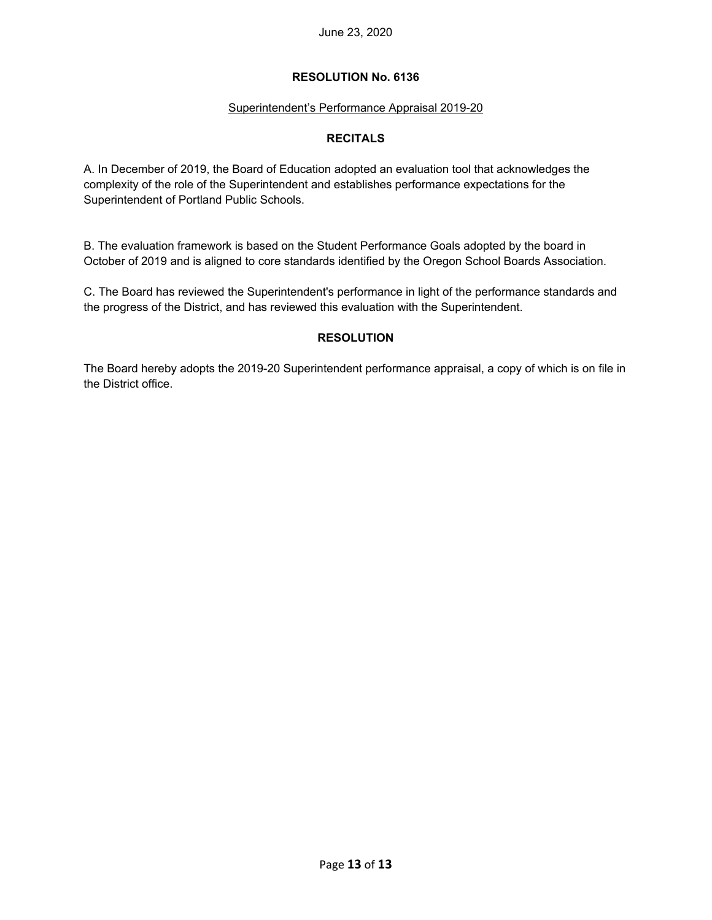June 23, 2020

## RESOLUTION No. 6136

Superintendent's Performance Appraisal 2019-20

### RECITALS

A. In December of 2019, the Board of Education adopted an evaluation tool that acknowledges the complexity of the role of the Superintendent and establishes performance expectations for the Superintendent of Portland Public Schools.

B. The evaluation framework is based on the Student Performance Goals adopted by the board in October of 2019 and is aligned to core standards identified by the Oregon School Boards Association.

C. The Board has reviewed the Superintendent's performance in light of the performance standards and the progress of the District, and has reviewed this evaluation with the Superintendent.

### RESOLUTION

The Board hereby adopts the 2019-20 Superintendent performance appraisal, a copy of which is on file in the District office.